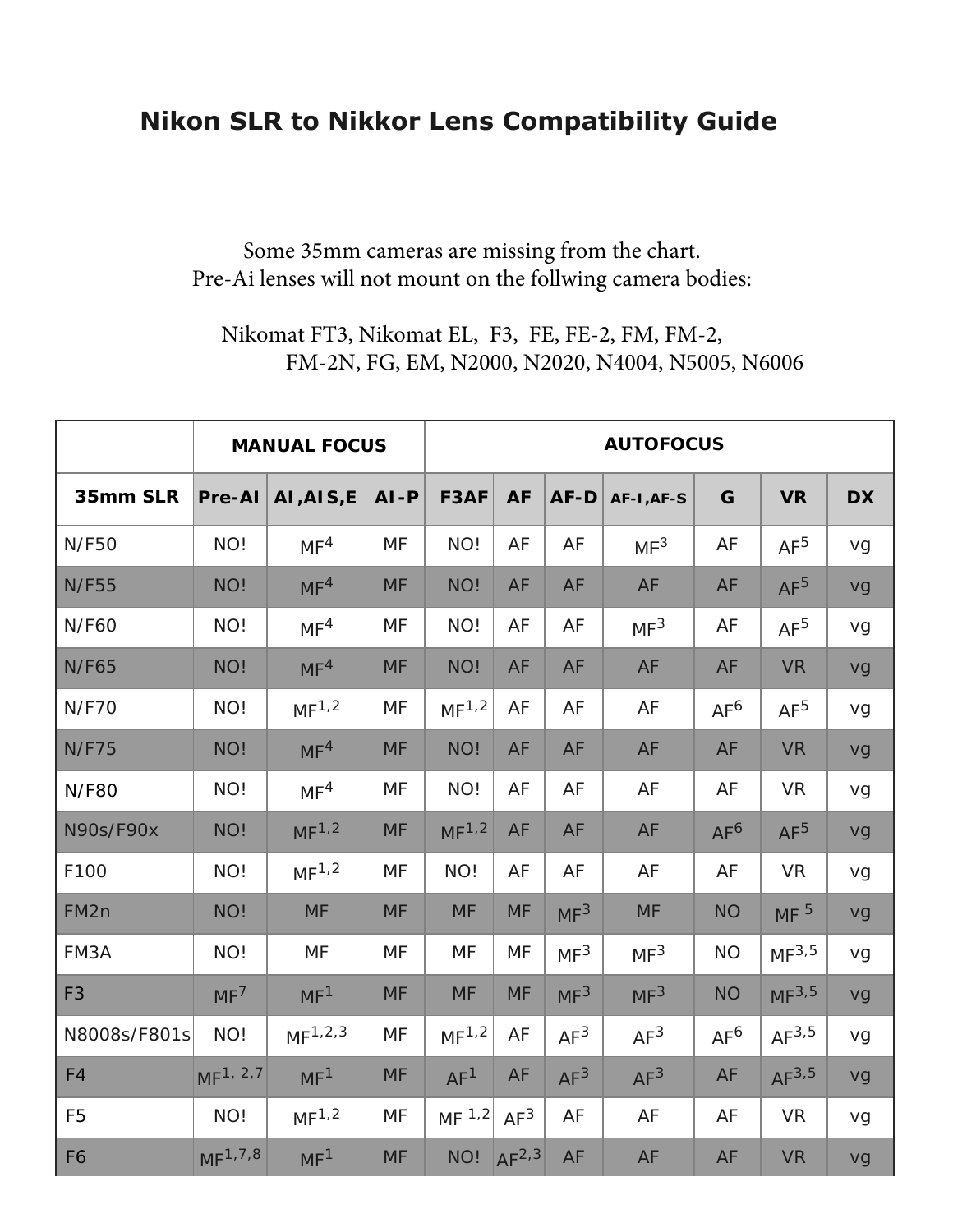# Nikon SLR to Nikkor Lens Compatibility Guide

Some 35mm cameras are missing from the chart.
Pre-Ai lenses will not mount on the follwing camera bodies:

Nikomat FT3, Nikomat EL, F3, FE, FE-2, FM, FM-2,
FM-2N, FG, EM, N2000, N2020, N4004, N5005, N6006

| | MANUAL FOCUS | | | AUTOFOCUS | | | | | | |
|---|---|---|---|---|---|---|---|---|---|---|
| **35mm SLR** | **Pre-AI** | **AI,AIS,E** | **AI-P** | **F3AF** | **AF** | **AF-D** | **AF-I,AF-S** | **G** | **VR** | **DX** |
| N/F50 | NO! | MF[4] | MF | NO! | AF | AF | MF[3] | AF | AF[5] | vg |
| N/F55 | NO! | MF[4] | MF | NO! | AF | AF | AF | AF | AF[5] | vg |
| N/F60 | NO! | MF[4] | MF | NO! | AF | AF | MF[3] | AF | AF[5] | vg |
| N/F65 | NO! | MF[4] | MF | NO! | AF | AF | AF | AF | VR | vg |
| N/F70 | NO! | MF[1,2] | MF | MF[1,2] | AF | AF | AF | AF[6] | AF[5] | vg |
| N/F75 | NO! | MF[4] | MF | NO! | AF | AF | AF | AF | VR | vg |
| N/F80 | NO! | MF[4] | MF | NO! | AF | AF | AF | AF | VR | vg |
| N90s/F90x | NO! | MF[1,2] | MF | MF[1,2] | AF | AF | AF | AF[6] | AF[5] | vg |
| F100 | NO! | MF[1,2] | MF | NO! | AF | AF | AF | AF | VR | vg |
| FM2n | NO! | MF | MF | MF | MF | MF[3] | MF | NO | MF [5] | vg |
| FM3A | NO! | MF | MF | MF | MF | MF[3] | MF[3] | NO | MF[3,5] | vg |
| F3 | MF[7] | MF[1] | MF | MF | MF | MF[3] | MF[3] | NO | MF[3,5] | vg |
| N8008s/F801s | NO! | MF[1,2,3] | MF | MF[1,2] | AF | AF[3] | AF[3] | AF[6] | AF[3,5] | vg |
| F4 | MF[1, 2,7] | MF[1] | MF | AF[1] | AF | AF[3] | AF[3] | AF | AF[3,5] | vg |
| F5 | NO! | MF[1,2] | MF | MF [1,2] | AF[3] | AF | AF | AF | VR | vg |
| F6 | MF[1,7,8] | MF[1] | MF | NO! | AF[2,3] | AF | AF | AF | VR | vg |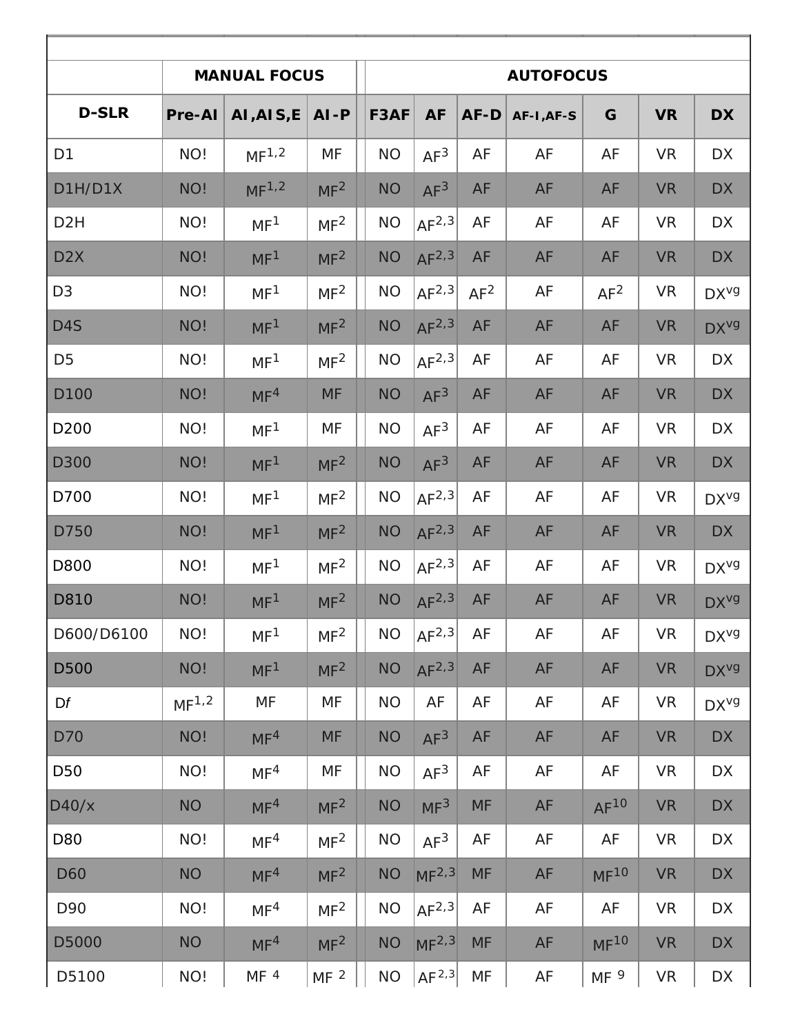| D-SLR | MANUAL FOCUS | | | AUTOFOCUS | | | | | | |
|---|---|---|---|---|---|---|---|---|---|---|
| | Pre-AI | AI,AIS,E | AI-P | F3AF | AF | AF-D | AF-I,AF-S | G | VR | DX |
| D1 | NO! | MF[1,2] | MF | NO | AF[3] | AF | AF | AF | VR | DX |
| D1H/D1X | NO! | MF[1,2] | MF[2] | NO | AF[3] | AF | AF | AF | VR | DX |
| D2H | NO! | MF[1] | MF[2] | NO | AF[2,3] | AF | AF | AF | VR | DX |
| D2X | NO! | MF[1] | MF[2] | NO | AF[2,3] | AF | AF | AF | VR | DX |
| D3 | NO! | MF[1] | MF[2] | NO | AF[2,3] | AF[2] | AF | AF[2] | VR | DX[vg] |
| D4S | NO! | MF[1] | MF[2] | NO | AF[2,3] | AF | AF | AF | VR | DX[vg] |
| D5 | NO! | MF[1] | MF[2] | NO | AF[2,3] | AF | AF | AF | VR | DX |
| D100 | NO! | MF[4] | MF | NO | AF[3] | AF | AF | AF | VR | DX |
| D200 | NO! | MF[1] | MF | NO | AF[3] | AF | AF | AF | VR | DX |
| D300 | NO! | MF[1] | MF[2] | NO | AF[3] | AF | AF | AF | VR | DX |
| D700 | NO! | MF[1] | MF[2] | NO | AF[2,3] | AF | AF | AF | VR | DX[vg] |
| D750 | NO! | MF[1] | MF[2] | NO | AF[2,3] | AF | AF | AF | VR | DX |
| D800 | NO! | MF[1] | MF[2] | NO | AF[2,3] | AF | AF | AF | VR | DX[vg] |
| D810 | NO! | MF[1] | MF[2] | NO | AF[2,3] | AF | AF | AF | VR | DX[vg] |
| D600/D6100 | NO! | MF[1] | MF[2] | NO | AF[2,3] | AF | AF | AF | VR | DX[vg] |
| D500 | NO! | MF[1] | MF[2] | NO | AF[2,3] | AF | AF | AF | VR | DX[vg] |
| D*f* | MF[1,2] | MF | MF | NO | AF | AF | AF | AF | VR | DX[vg] |
| D70 | NO! | MF[4] | MF | NO | AF[3] | AF | AF | AF | VR | DX |
| D50 | NO! | MF[4] | MF | NO | AF[3] | AF | AF | AF | VR | DX |
| D40/x | NO | MF[4] | MF[2] | NO | MF[3] | MF | AF | AF[10] | VR | DX |
| D80 | NO! | MF[4] | MF[2] | NO | AF[3] | AF | AF | AF | VR | DX |
| D60 | NO | MF[4] | MF[2] | NO | MF[2,3] | MF | AF | MF[10] | VR | DX |
| D90 | NO! | MF[4] | MF[2] | NO | AF[2,3] | AF | AF | AF | VR | DX |
| D5000 | NO | MF[4] | MF[2] | NO | MF[2,3] | MF | AF | MF[10] | VR | DX |
| D5100 | NO! | MF [4] | MF [2] | NO | AF[2,3] | MF | AF | MF [9] | VR | DX |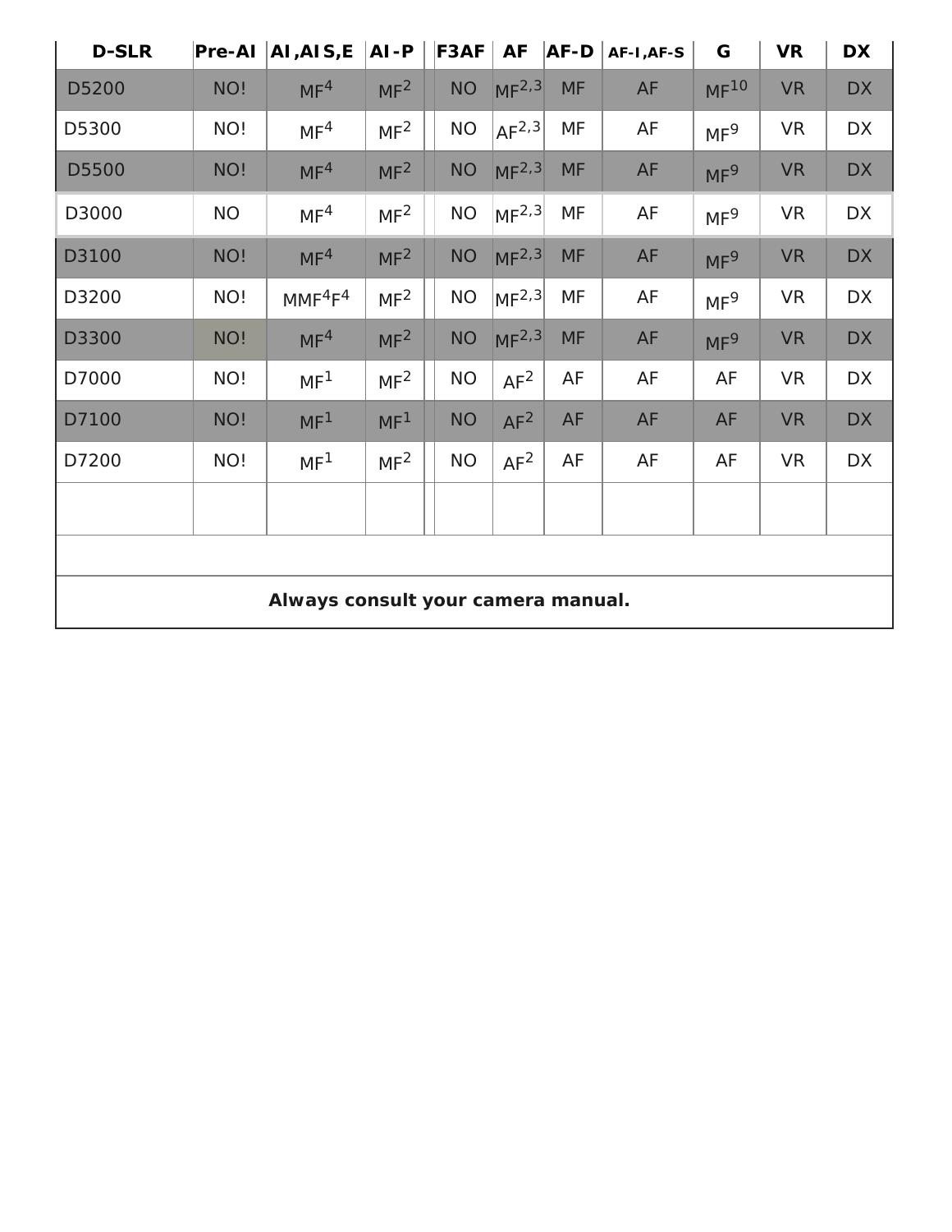| D-SLR | Pre-AI | AI,AIS,E | AI-P | | F3AF | AF | AF-D | AF-I,AF-S | G | VR | DX |
|---|---|---|---|---|---|---|---|---|---|---|---|
| D5200 | NO! | MF[4] | MF[2] | | NO | MF[2,3] | MF | AF | MF[10] | VR | DX |
| D5300 | NO! | MF[4] | MF[2] | | NO | AF[2,3] | MF | AF | MF[9] | VR | DX |
| D5500 | NO! | MF[4] | MF[2] | | NO | MF[2,3] | MF | AF | MF[9] | VR | DX |
| D3000 | NO | MF[4] | MF[2] | | NO | MF[2,3] | MF | AF | MF[9] | VR | DX |
| D3100 | NO! | MF[4] | MF[2] | | NO | MF[2,3] | MF | AF | MF[9] | VR | DX |
| D3200 | NO! | MMF[4]F[4] | MF[2] | | NO | MF[2,3] | MF | AF | MF[9] | VR | DX |
| D3300 | NO! | MF[4] | MF[2] | | NO | MF[2,3] | MF | AF | MF[9] | VR | DX |
| D7000 | NO! | MF[1] | MF[2] | | NO | AF[2] | AF | AF | AF | VR | DX |
| D7100 | NO! | MF[1] | MF[1] | | NO | AF[2] | AF | AF | AF | VR | DX |
| D7200 | NO! | MF[1] | MF[2] | | NO | AF[2] | AF | AF | AF | VR | DX |
| | | | | | | | | | | | |

**Always consult your camera manual.**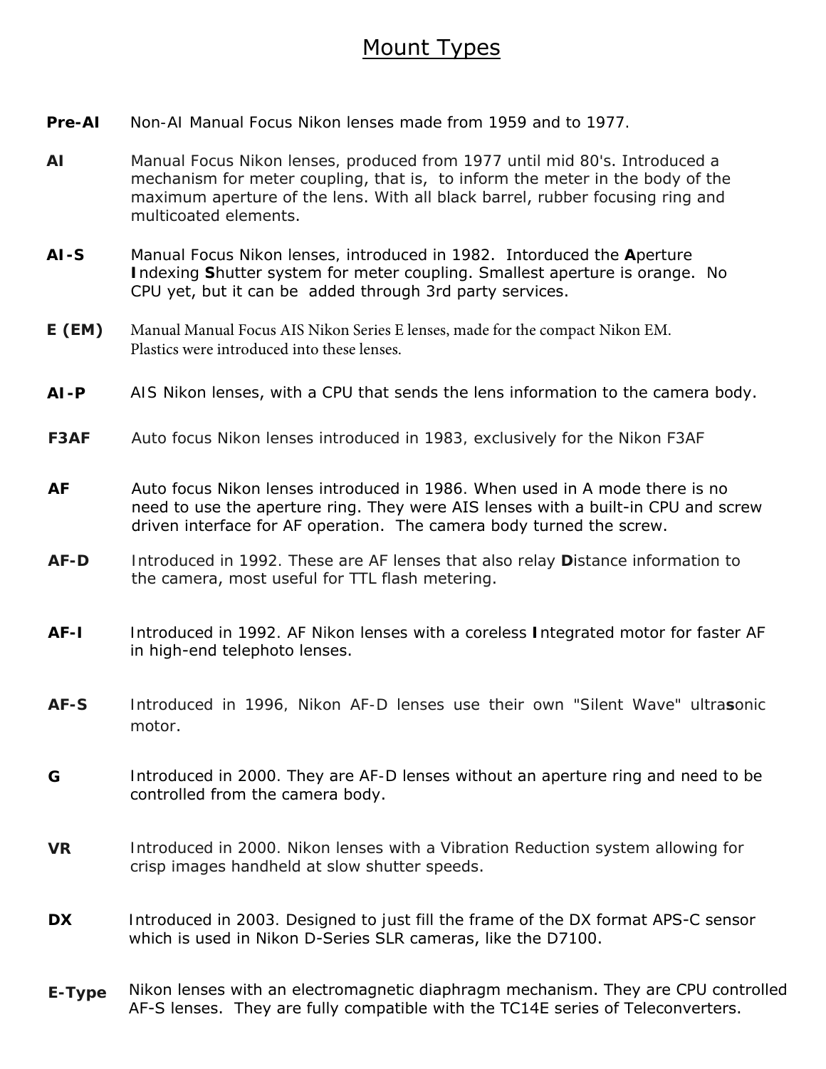# Mount Types

**Pre-AI** Non-AI Manual Focus Nikon lenses made from 1959 and to 1977.

**AI** Manual Focus Nikon lenses, produced from 1977 until mid 80's. Introduced a mechanism for meter coupling, that is, to inform the meter in the body of the maximum aperture of the lens. With all black barrel, rubber focusing ring and multicoated elements.

**AI-S** Manual Focus Nikon lenses, introduced in 1982. Intorduced the **A**perture **I**ndexing **S**hutter system for meter coupling. Smallest aperture is orange. No CPU yet, but it can be added through 3rd party services.

**E (EM)** Manual Manual Focus AIS Nikon Series E lenses, made for the compact Nikon EM. Plastics were introduced into these lenses.

**AI-P** AIS Nikon lenses, with a CPU that sends the lens information to the camera body.

**F3AF** Auto focus Nikon lenses introduced in 1983, exclusively for the Nikon F3AF

**AF** Auto focus Nikon lenses introduced in 1986. When used in A mode there is no need to use the aperture ring. They were AIS lenses with a built-in CPU and screw driven interface for AF operation. The camera body turned the screw.

**AF-D** Introduced in 1992. These are AF lenses that also relay **D**istance information to the camera, most useful for TTL flash metering.

**AF-I** Introduced in 1992. AF Nikon lenses with a coreless **I**ntegrated motor for faster AF in high-end telephoto lenses.

**AF-S** Introduced in 1996, Nikon AF-D lenses use their own "Silent Wave" ultra**s**onic motor.

**G** Introduced in 2000. They are AF-D lenses without an aperture ring and need to be controlled from the camera body.

**VR** Introduced in 2000. Nikon lenses with a Vibration Reduction system allowing for crisp images handheld at slow shutter speeds.

**DX** Introduced in 2003. Designed to just fill the frame of the DX format APS-C sensor which is used in Nikon D-Series SLR cameras, like the D7100.

**E-Type** Nikon lenses with an electromagnetic diaphragm mechanism. They are CPU controlled AF-S lenses. They are fully compatible with the TC14E series of Teleconverters.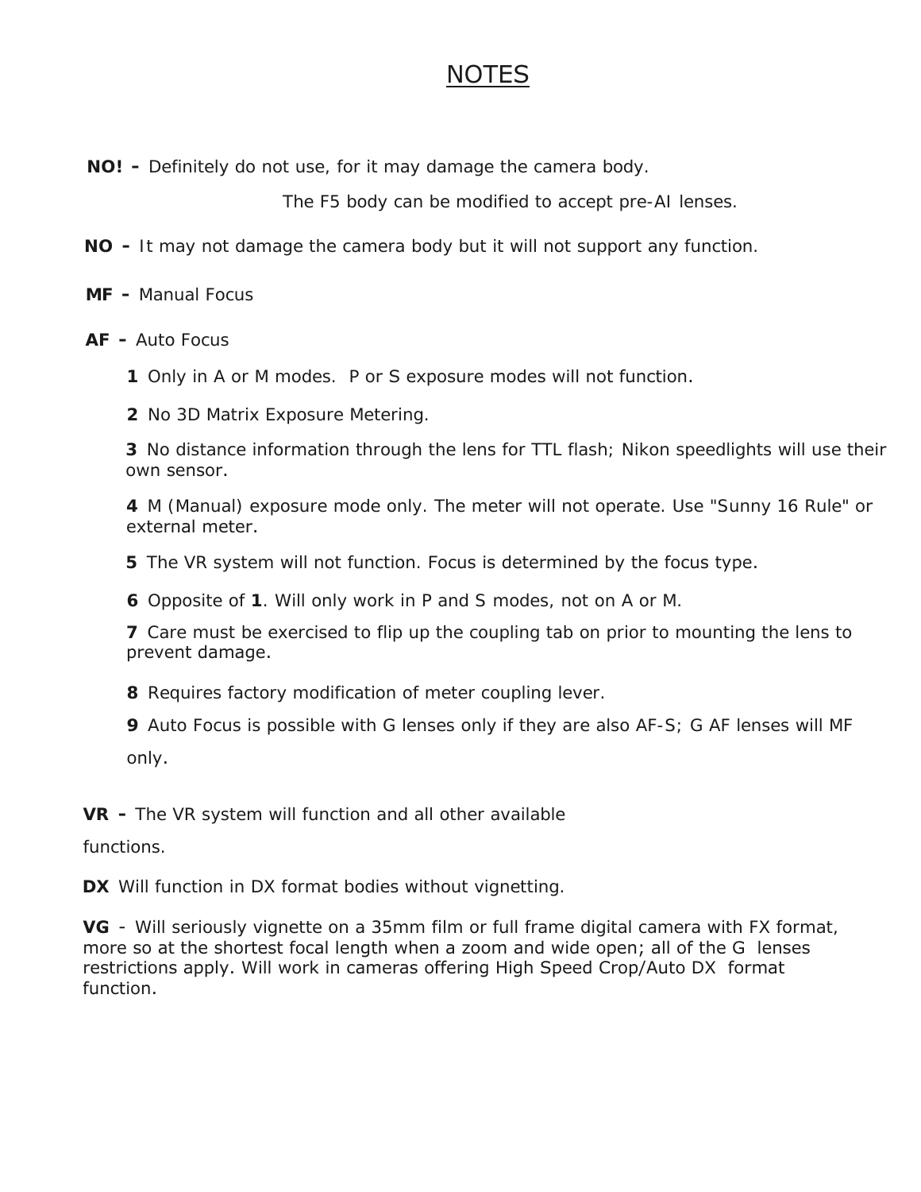# NOTES

**NO! –** Definitely do not use, for it may damage the camera body.

The F5 body can be modified to accept pre-AI lenses.

**NO –** It may not damage the camera body but it will not support any function.

**MF –** Manual Focus

**AF –** Auto Focus

**1** Only in A or M modes. P or S exposure modes will not function.

**2** No 3D Matrix Exposure Metering.

**3** No distance information through the lens for TTL flash; Nikon speedlights will use their own sensor.

**4** M (Manual) exposure mode only. The meter will not operate. Use "Sunny 16 Rule" or external meter.

**5** The VR system will not function. Focus is determined by the focus type.

**6** Opposite of **1**. Will only work in P and S modes, not on A or M.

**7** Care must be exercised to flip up the coupling tab on prior to mounting the lens to prevent damage.

**8** Requires factory modification of meter coupling lever.

**9** Auto Focus is possible with G lenses only if they are also AF-S; G AF lenses will MF only.

**VR –** The VR system will function and all other available functions.

**DX** Will function in DX format bodies without vignetting.

**VG** - Will seriously vignette on a 35mm film or full frame digital camera with FX format, more so at the shortest focal length when a zoom and wide open; all of the G lenses restrictions apply. Will work in cameras offering High Speed Crop/Auto DX format function.